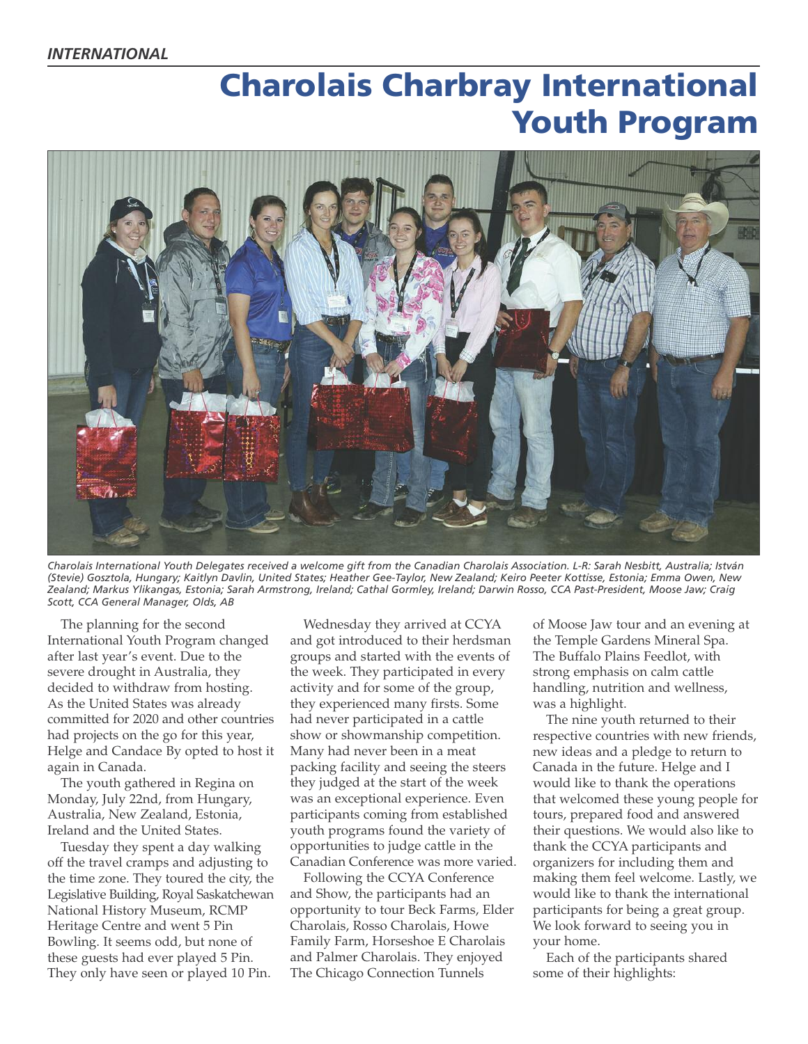*INTERNATIONAL*

# Charolais Charbray International Youth Program

*Charolais International Youth Delegates received a welcome gift from the Canadian Charolais Association. L-R: Sarah Nesbitt, Australia; István (Stevie) Gosztola, Hungary; Kaitlyn Davlin, United States; Heather Gee-Taylor, New Zealand; Keiro Peeter Kottisse, Estonia; Emma Owen, New Zealand; Markus Ylikangas, Estonia; Sarah Armstrong, Ireland; Cathal Gormley, Ireland; Darwin Rosso, CCA Past-President, Moose Jaw; Craig Scott, CCA General Manager, Olds, AB*

The planning for the second International Youth Program changed after last year's event. Due to the severe drought in Australia, they decided to withdraw from hosting. As the United States was already committed for 2020 and other countries had projects on the go for this year, Helge and Candace By opted to host it again in Canada.

The youth gathered in Regina on Monday, July 22nd, from Hungary, Australia, New Zealand, Estonia, Ireland and the United States.

Tuesday they spent a day walking off the travel cramps and adjusting to the time zone. They toured the city, the Legislative Building, Royal Saskatchewan National History Museum, RCMP Heritage Centre and went 5 Pin Bowling. It seems odd, but none of these guests had ever played 5 Pin. They only have seen or played 10 Pin.

Wednesday they arrived at CCYA and got introduced to their herdsman groups and started with the events of the week. They participated in every activity and for some of the group, they experienced many firsts. Some had never participated in a cattle show or showmanship competition. Many had never been in a meat packing facility and seeing the steers they judged at the start of the week was an exceptional experience. Even participants coming from established youth programs found the variety of opportunities to judge cattle in the Canadian Conference was more varied.

Following the CCYA Conference and Show, the participants had an opportunity to tour Beck Farms, Elder Charolais, Rosso Charolais, Howe Family Farm, Horseshoe E Charolais and Palmer Charolais. They enjoyed The Chicago Connection Tunnels of Moose Jaw tour and an evening at the Temple Gardens Mineral Spa. The Buffalo Plains Feedlot, with strong emphasis on calm cattle handling, nutrition and wellness, was a highlight.

The nine youth returned to their respective countries with new friends, new ideas and a pledge to return to Canada in the future. Helge and I would like to thank the operations that welcomed these young people for tours, prepared food and answered their questions. We would also like to thank the CCYA participants and organizers for including them and making them feel welcome. Lastly, we would like to thank the international participants for being a great group. We look forward to seeing you in your home.

Each of the participants shared some of their highlights: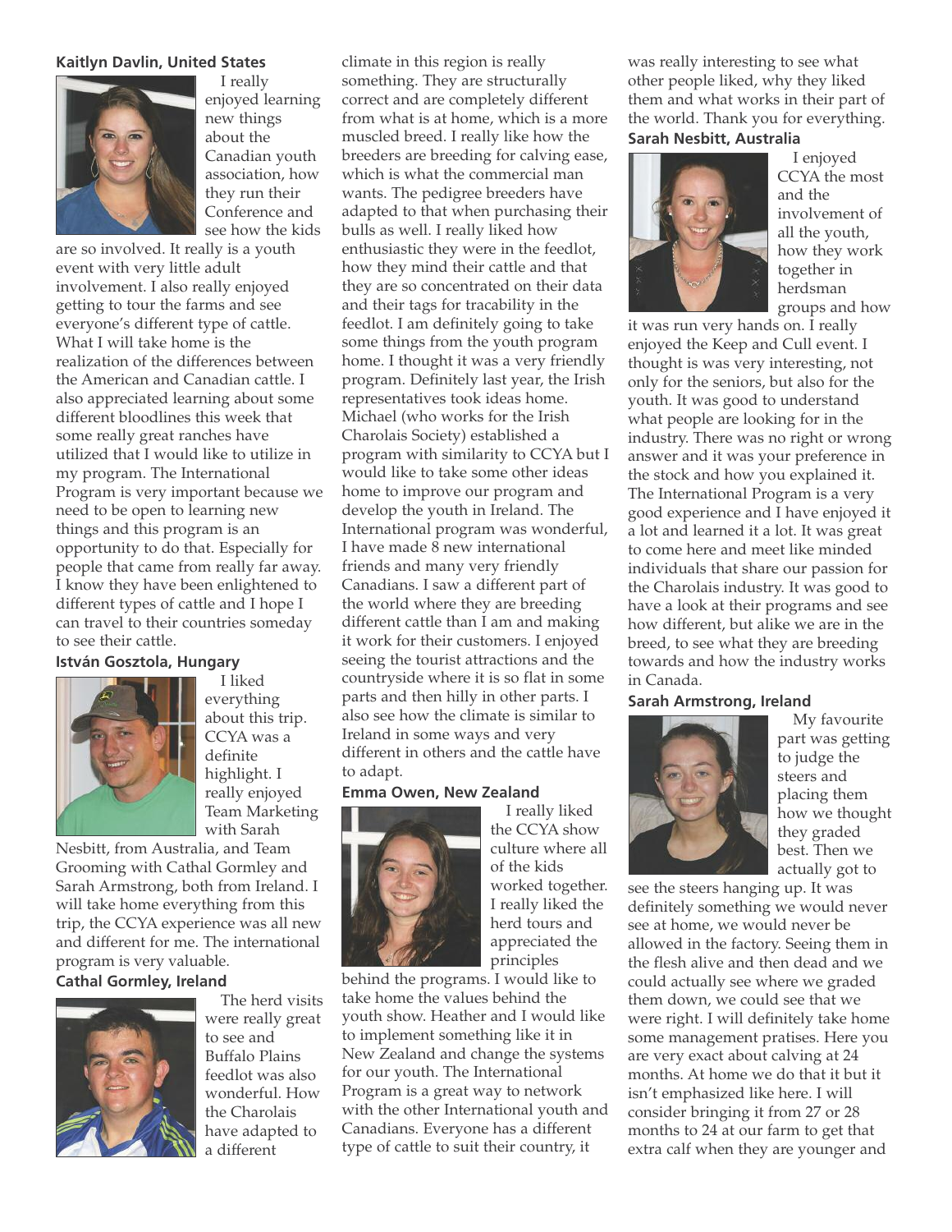**Kaitlyn Davlin, United States**

I really enjoyed learning new things about the Canadian youth association, how they run their Conference and see how the kids are so involved. It really is a youth event with very little adult involvement. I also really enjoyed getting to tour the farms and see everyone's different type of cattle. What I will take home is the realization of the differences between the American and Canadian cattle. I also appreciated learning about some different bloodlines this week that some really great ranches have utilized that I would like to utilize in my program. The International Program is very important because we need to be open to learning new things and this program is an opportunity to do that. Especially for people that came from really far away. I know they have been enlightened to different types of cattle and I hope I can travel to their countries someday to see their cattle.

**István Gosztola, Hungary**

I liked everything about this trip. CCYA was a definite highlight. I really enjoyed Team Marketing with Sarah Nesbitt, from Australia, and Team Grooming with Cathal Gormley and Sarah Armstrong, both from Ireland. I will take home everything from this trip, the CCYA experience was all new and different for me. The international program is very valuable.

**Cathal Gormley, Ireland**

The herd visits were really great to see and Buffalo Plains feedlot was also wonderful. How the Charolais have adapted to a different climate in this region is really something. They are structurally correct and are completely different from what is at home, which is a more muscled breed. I really like how the breeders are breeding for calving ease, which is what the commercial man wants. The pedigree breeders have adapted to that when purchasing their bulls as well. I really liked how enthusiastic they were in the feedlot, how they mind their cattle and that they are so concentrated on their data and their tags for tracability in the feedlot. I am definitely going to take some things from the youth program home. I thought it was a very friendly program. Definitely last year, the Irish representatives took ideas home. Michael (who works for the Irish Charolais Society) established a program with similarity to CCYA but I would like to take some other ideas home to improve our program and develop the youth in Ireland. The International program was wonderful, I have made 8 new international friends and many very friendly Canadians. I saw a different part of the world where they are breeding different cattle than I am and making it work for their customers. I enjoyed seeing the tourist attractions and the countryside where it is so flat in some parts and then hilly in other parts. I also see how the climate is similar to Ireland in some ways and very different in others and the cattle have to adapt.

**Emma Owen, New Zealand**

I really liked the CCYA show culture where all of the kids worked together. I really liked the herd tours and appreciated the principles behind the programs. I would like to take home the values behind the youth show. Heather and I would like to implement something like it in New Zealand and change the systems for our youth. The International Program is a great way to network with the other International youth and Canadians. Everyone has a different type of cattle to suit their country, it was really interesting to see what other people liked, why they liked them and what works in their part of the world. Thank you for everything.

**Sarah Nesbitt, Australia**

I enjoyed CCYA the most and the involvement of all the youth, how they work together in herdsman groups and how it was run very hands on. I really enjoyed the Keep and Cull event. I thought is was very interesting, not only for the seniors, but also for the youth. It was good to understand what people are looking for in the industry. There was no right or wrong answer and it was your preference in the stock and how you explained it. The International Program is a very good experience and I have enjoyed it a lot and learned it a lot. It was great to come here and meet like minded individuals that share our passion for the Charolais industry. It was good to have a look at their programs and see how different, but alike we are in the breed, to see what they are breeding towards and how the industry works in Canada.

**Sarah Armstrong, Ireland**

My favourite part was getting to judge the steers and placing them how we thought they graded best. Then we actually got to see the steers hanging up. It was definitely something we would never see at home, we would never be allowed in the factory. Seeing them in the flesh alive and then dead and we could actually see where we graded them down, we could see that we were right. I will definitely take home some management pratises. Here you are very exact about calving at 24 months. At home we do that it but it isn't emphasized like here. I will consider bringing it from 27 or 28 months to 24 at our farm to get that extra calf when they are younger and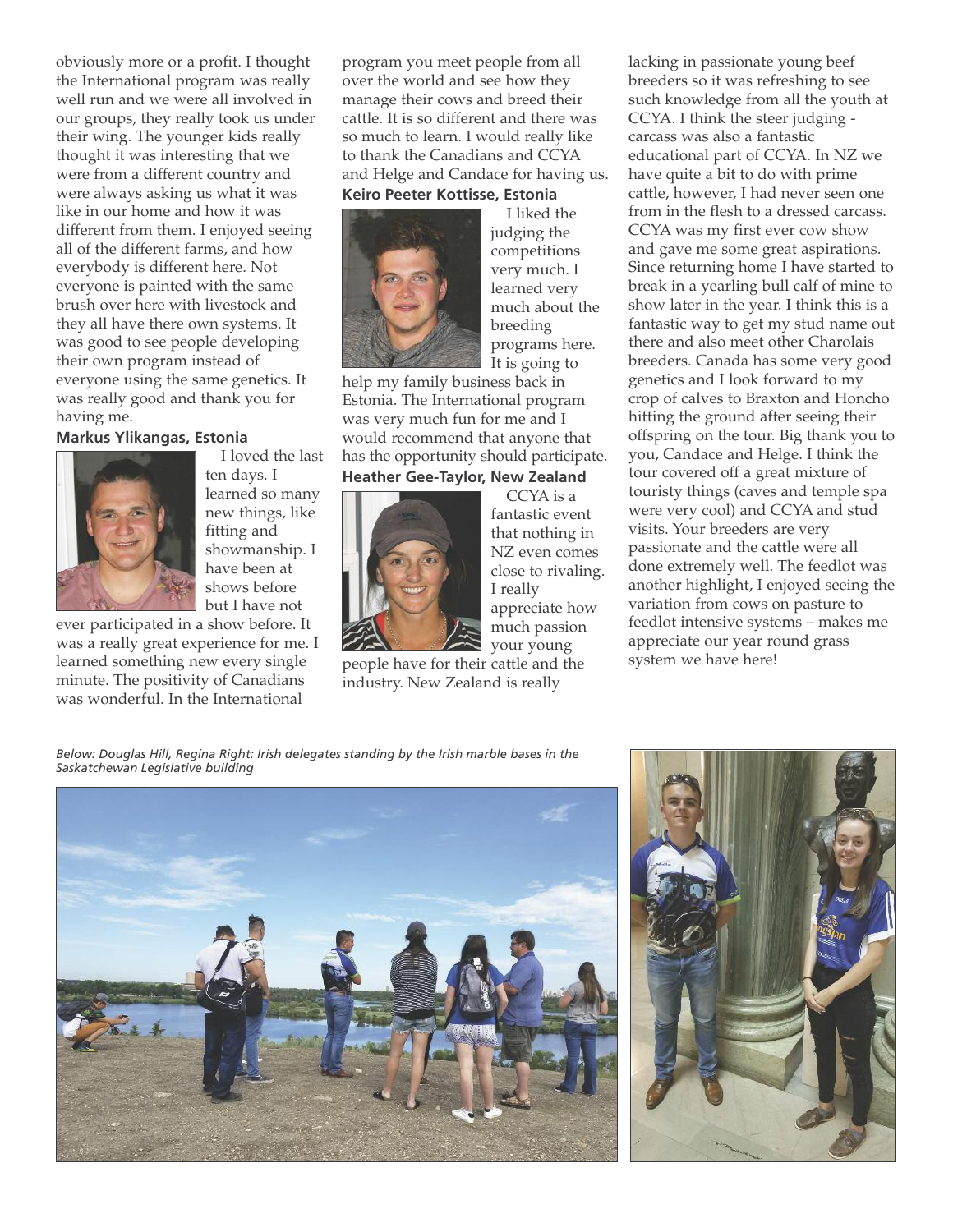obviously more or a profit. I thought the International program was really well run and we were all involved in our groups, they really took us under their wing. The younger kids really thought it was interesting that we were from a different country and were always asking us what it was like in our home and how it was different from them. I enjoyed seeing all of the different farms, and how everybody is different here. Not everyone is painted with the same brush over here with livestock and they all have there own systems. It was good to see people developing their own program instead of everyone using the same genetics. It was really good and thank you for having me.

**Markus Ylikangas, Estonia**

I loved the last ten days. I learned so many new things, like fitting and showmanship. I have been at shows before but I have not ever participated in a show before. It was a really great experience for me. I learned something new every single minute. The positivity of Canadians was wonderful. In the International program you meet people from all over the world and see how they manage their cows and breed their cattle. It is so different and there was so much to learn. I would really like to thank the Canadians and CCYA and Helge and Candace for having us.

**Keiro Peeter Kottisse, Estonia**

I liked the judging the competitions very much. I learned very much about the breeding programs here. It is going to help my family business back in Estonia. The International program was very much fun for me and I would recommend that anyone that has the opportunity should participate.

**Heather Gee-Taylor, New Zealand**

CCYA is a fantastic event that nothing in NZ even comes close to rivaling. I really appreciate how much passion your young people have for their cattle and the industry. New Zealand is really lacking in passionate young beef breeders so it was refreshing to see such knowledge from all the youth at CCYA. I think the steer judging - carcass was also a fantastic educational part of CCYA. In NZ we have quite a bit to do with prime cattle, however, I had never seen one from in the flesh to a dressed carcass. CCYA was my first ever cow show and gave me some great aspirations. Since returning home I have started to break in a yearling bull calf of mine to show later in the year. I think this is a fantastic way to get my stud name out there and also meet other Charolais breeders. Canada has some very good genetics and I look forward to my crop of calves to Braxton and Honcho hitting the ground after seeing their offspring on the tour. Big thank you to you, Candace and Helge. I think the tour covered off a great mixture of touristy things (caves and temple spa were very cool) and CCYA and stud visits. Your breeders are very passionate and the cattle were all done extremely well. The feedlot was another highlight, I enjoyed seeing the variation from cows on pasture to feedlot intensive systems – makes me appreciate our year round grass system we have here!

*Below: Douglas Hill, Regina Right: Irish delegates standing by the Irish marble bases in the Saskatchewan Legislative building*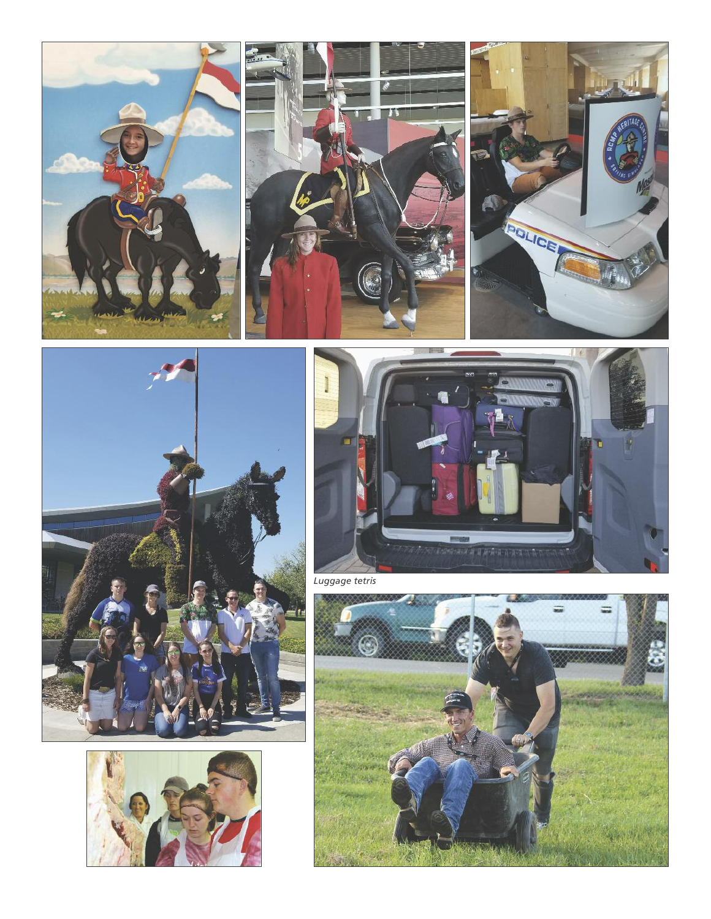*Luggage tetris*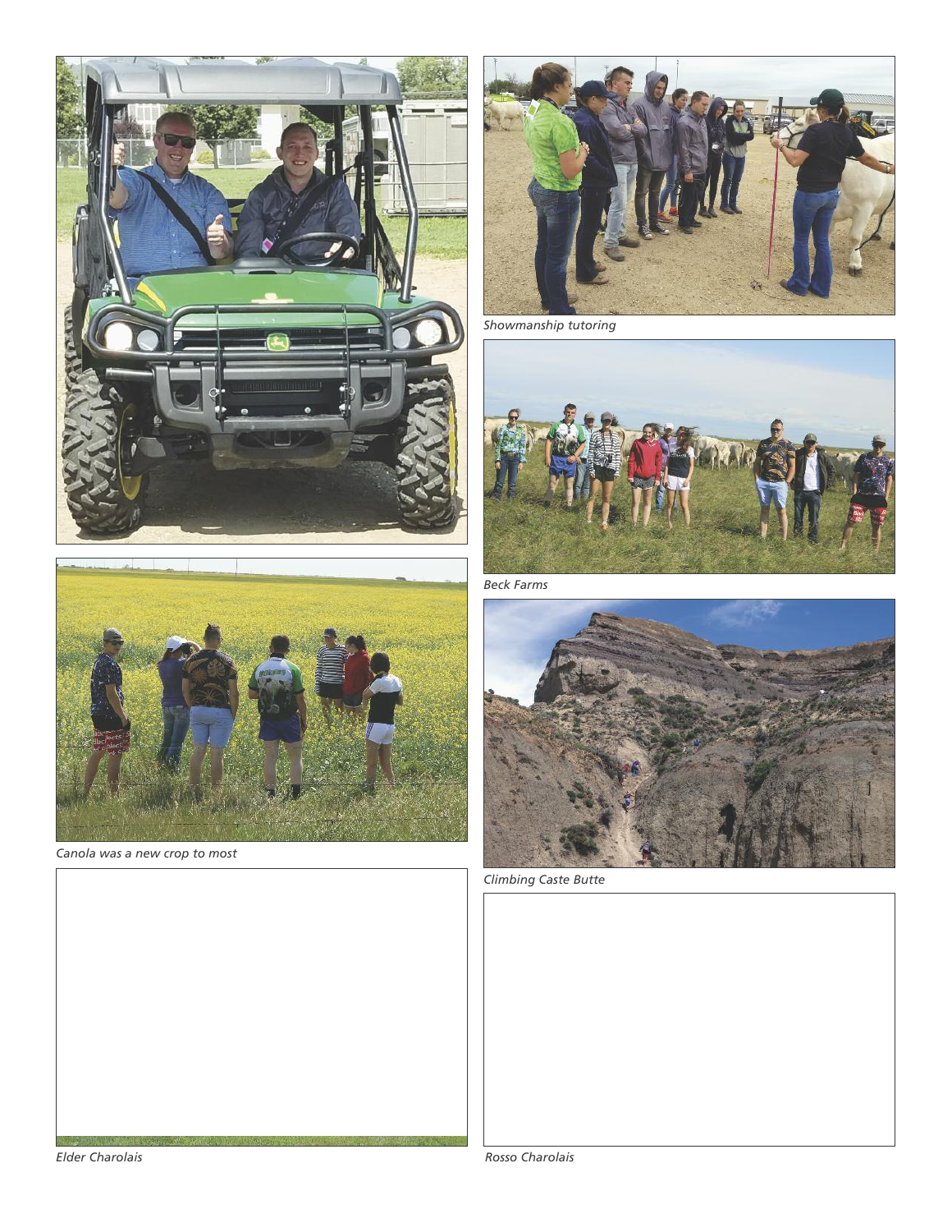Showmanship tutoring

Beck Farms

Canola was a new crop to most

Climbing Caste Butte

Elder Charolais

Rosso Charolais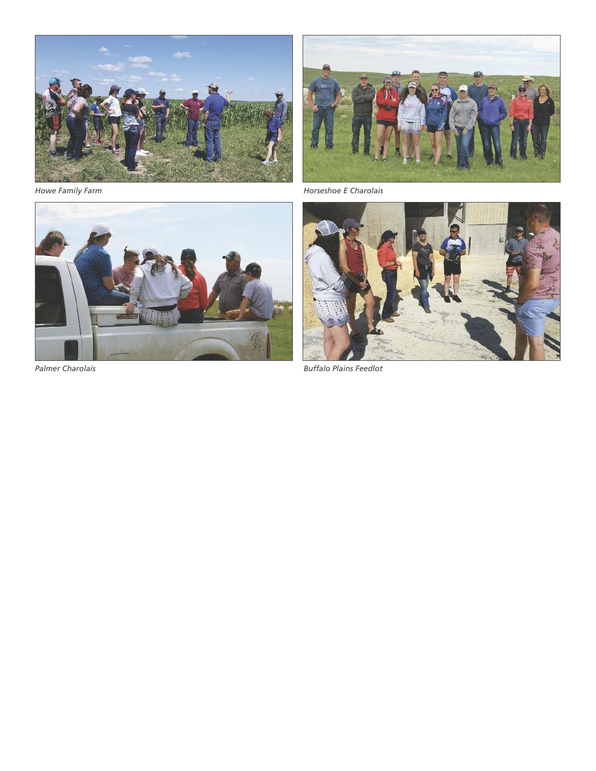*Howe Family Farm*

*Horseshoe E Charolais*

*Palmer Charolais*

*Buffalo Plains Feedlot*